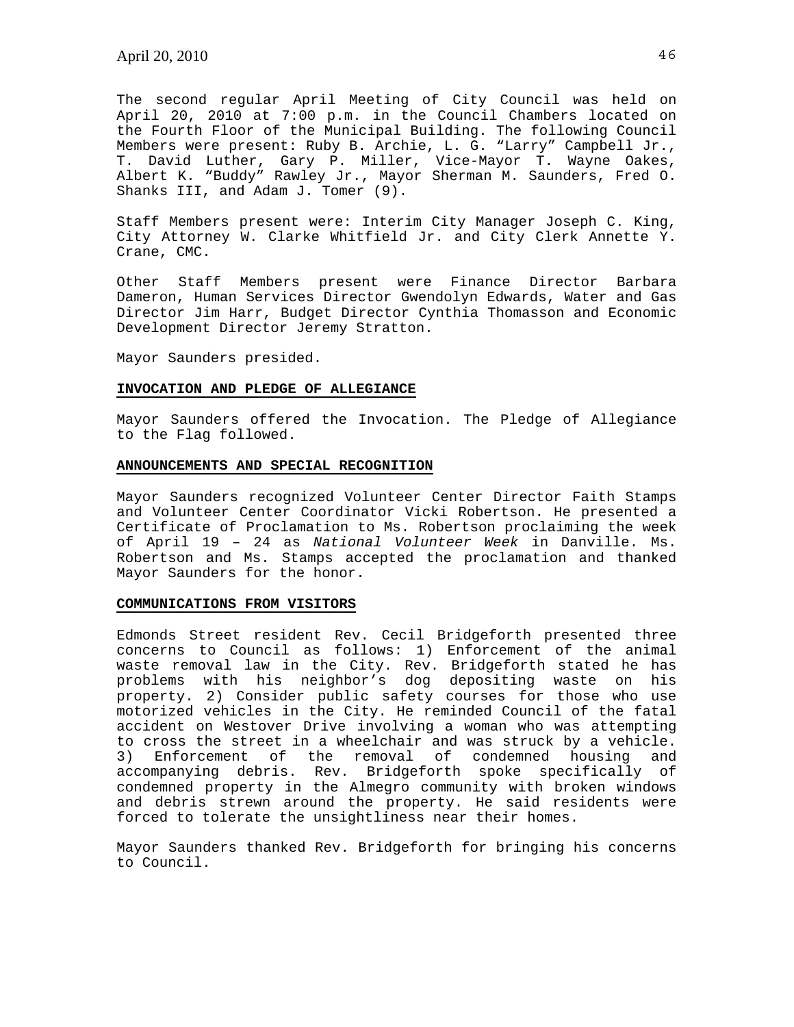The second regular April Meeting of City Council was held on April 20, 2010 at 7:00 p.m. in the Council Chambers located on the Fourth Floor of the Municipal Building. The following Council Members were present: Ruby B. Archie, L. G. "Larry" Campbell Jr., T. David Luther, Gary P. Miller, Vice-Mayor T. Wayne Oakes, Albert K. "Buddy" Rawley Jr., Mayor Sherman M. Saunders, Fred O. Shanks III, and Adam J. Tomer (9).

Staff Members present were: Interim City Manager Joseph C. King, City Attorney W. Clarke Whitfield Jr. and City Clerk Annette Y. Crane, CMC.

Other Staff Members present were Finance Director Barbara Dameron, Human Services Director Gwendolyn Edwards, Water and Gas Director Jim Harr, Budget Director Cynthia Thomasson and Economic Development Director Jeremy Stratton.

Mayor Saunders presided.

**INVOCATION AND PLEDGE OF ALLEGIANCE**

Mayor Saunders offered the Invocation. The Pledge of Allegiance to the Flag followed.

**ANNOUNCEMENTS AND SPECIAL RECOGNITION**

Mayor Saunders recognized Volunteer Center Director Faith Stamps and Volunteer Center Coordinator Vicki Robertson. He presented a Certificate of Proclamation to Ms. Robertson proclaiming the week of April 19 – 24 as *National Volunteer Week* in Danville. Ms. Robertson and Ms. Stamps accepted the proclamation and thanked Mayor Saunders for the honor.

**COMMUNICATIONS FROM VISITORS**

Edmonds Street resident Rev. Cecil Bridgeforth presented three concerns to Council as follows: 1) Enforcement of the animal waste removal law in the City. Rev. Bridgeforth stated he has problems with his neighbor's dog depositing waste on his property. 2) Consider public safety courses for those who use motorized vehicles in the City. He reminded Council of the fatal accident on Westover Drive involving a woman who was attempting to cross the street in a wheelchair and was struck by a vehicle. 3) Enforcement of the removal of condemned housing and accompanying debris. Rev. Bridgeforth spoke specifically of condemned property in the Almegro community with broken windows and debris strewn around the property. He said residents were forced to tolerate the unsightliness near their homes.

Mayor Saunders thanked Rev. Bridgeforth for bringing his concerns to Council.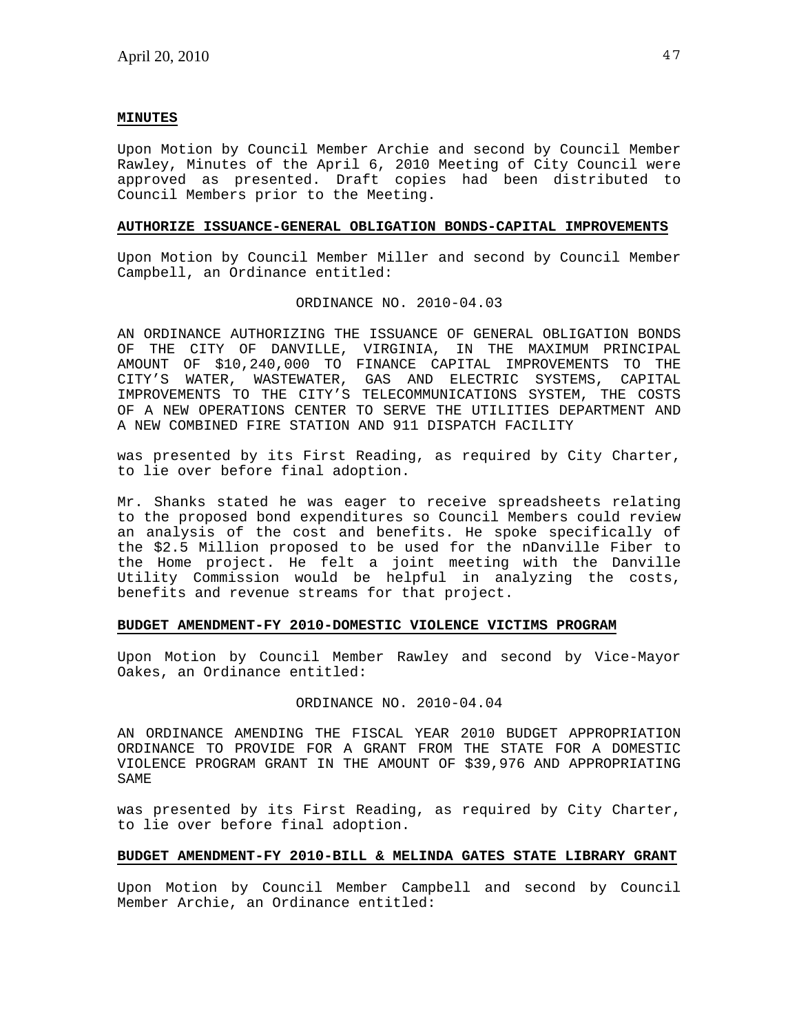### MINUTES

Upon Motion by Council Member Archie and second by Council Member Rawley, Minutes of the April 6, 2010 Meeting of City Council were approved as presented. Draft copies had been distributed to Council Members prior to the Meeting.

### AUTHORIZE ISSUANCE-GENERAL OBLIGATION BONDS-CAPITAL IMPROVEMENTS

Upon Motion by Council Member Miller and second by Council Member Campbell, an Ordinance entitled:

ORDINANCE NO. 2010-04.03

AN ORDINANCE AUTHORIZING THE ISSUANCE OF GENERAL OBLIGATION BONDS OF THE CITY OF DANVILLE, VIRGINIA, IN THE MAXIMUM PRINCIPAL AMOUNT OF $10,240,000 TO FINANCE CAPITAL IMPROVEMENTS TO THE CITY'S WATER, WASTEWATER, GAS AND ELECTRIC SYSTEMS, CAPITAL IMPROVEMENTS TO THE CITY'S TELECOMMUNICATIONS SYSTEM, THE COSTS OF A NEW OPERATIONS CENTER TO SERVE THE UTILITIES DEPARTMENT AND A NEW COMBINED FIRE STATION AND 911 DISPATCH FACILITY

was presented by its First Reading, as required by City Charter, to lie over before final adoption.

Mr. Shanks stated he was eager to receive spreadsheets relating to the proposed bond expenditures so Council Members could review an analysis of the cost and benefits. He spoke specifically of the $2.5 Million proposed to be used for the nDanville Fiber to the Home project. He felt a joint meeting with the Danville Utility Commission would be helpful in analyzing the costs, benefits and revenue streams for that project.

### BUDGET AMENDMENT-FY 2010-DOMESTIC VIOLENCE VICTIMS PROGRAM

Upon Motion by Council Member Rawley and second by Vice-Mayor Oakes, an Ordinance entitled:

ORDINANCE NO. 2010-04.04

AN ORDINANCE AMENDING THE FISCAL YEAR 2010 BUDGET APPROPRIATION ORDINANCE TO PROVIDE FOR A GRANT FROM THE STATE FOR A DOMESTIC VIOLENCE PROGRAM GRANT IN THE AMOUNT OF $39,976 AND APPROPRIATING SAME

was presented by its First Reading, as required by City Charter, to lie over before final adoption.

### BUDGET AMENDMENT-FY 2010-BILL & MELINDA GATES STATE LIBRARY GRANT

Upon Motion by Council Member Campbell and second by Council Member Archie, an Ordinance entitled: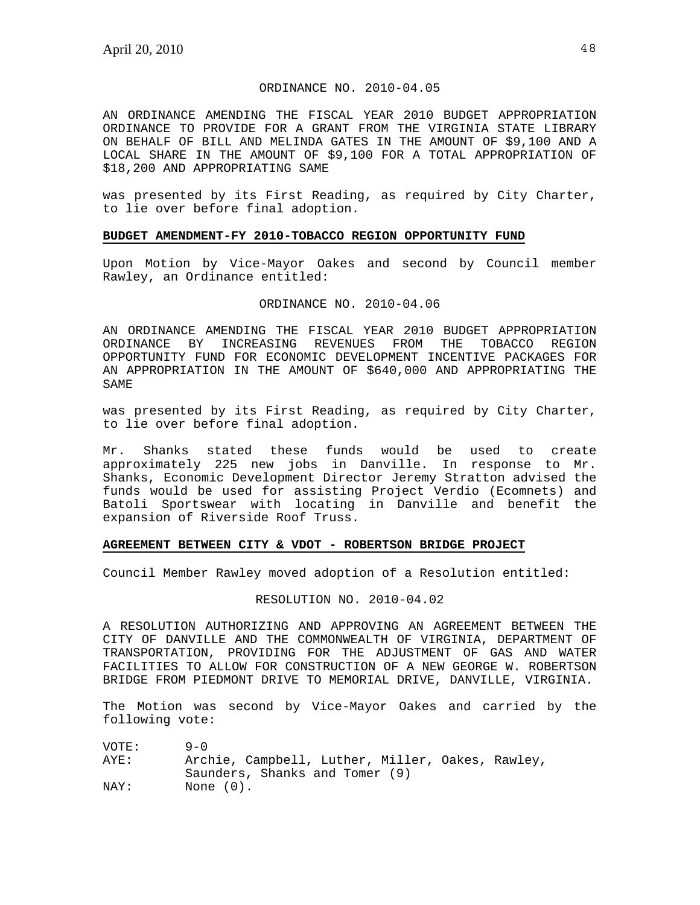ORDINANCE NO. 2010-04.05

AN ORDINANCE AMENDING THE FISCAL YEAR 2010 BUDGET APPROPRIATION ORDINANCE TO PROVIDE FOR A GRANT FROM THE VIRGINIA STATE LIBRARY ON BEHALF OF BILL AND MELINDA GATES IN THE AMOUNT OF $9,100 AND A LOCAL SHARE IN THE AMOUNT OF $9,100 FOR A TOTAL APPROPRIATION OF $18,200 AND APPROPRIATING SAME

was presented by its First Reading, as required by City Charter, to lie over before final adoption.

**BUDGET AMENDMENT-FY 2010-TOBACCO REGION OPPORTUNITY FUND**

Upon Motion by Vice-Mayor Oakes and second by Council member Rawley, an Ordinance entitled:

ORDINANCE NO. 2010-04.06

AN ORDINANCE AMENDING THE FISCAL YEAR 2010 BUDGET APPROPRIATION ORDINANCE BY INCREASING REVENUES FROM THE TOBACCO REGION OPPORTUNITY FUND FOR ECONOMIC DEVELOPMENT INCENTIVE PACKAGES FOR AN APPROPRIATION IN THE AMOUNT OF $640,000 AND APPROPRIATING THE SAME

was presented by its First Reading, as required by City Charter, to lie over before final adoption.

Mr. Shanks stated these funds would be used to create approximately 225 new jobs in Danville. In response to Mr. Shanks, Economic Development Director Jeremy Stratton advised the funds would be used for assisting Project Verdio (Ecomnets) and Batoli Sportswear with locating in Danville and benefit the expansion of Riverside Roof Truss.

**AGREEMENT BETWEEN CITY & VDOT - ROBERTSON BRIDGE PROJECT**

Council Member Rawley moved adoption of a Resolution entitled:

RESOLUTION NO. 2010-04.02

A RESOLUTION AUTHORIZING AND APPROVING AN AGREEMENT BETWEEN THE CITY OF DANVILLE AND THE COMMONWEALTH OF VIRGINIA, DEPARTMENT OF TRANSPORTATION, PROVIDING FOR THE ADJUSTMENT OF GAS AND WATER FACILITIES TO ALLOW FOR CONSTRUCTION OF A NEW GEORGE W. ROBERTSON BRIDGE FROM PIEDMONT DRIVE TO MEMORIAL DRIVE, DANVILLE, VIRGINIA.

The Motion was second by Vice-Mayor Oakes and carried by the following vote:

VOTE: 9-0
AYE: Archie, Campbell, Luther, Miller, Oakes, Rawley, Saunders, Shanks and Tomer (9)
NAY: None (0).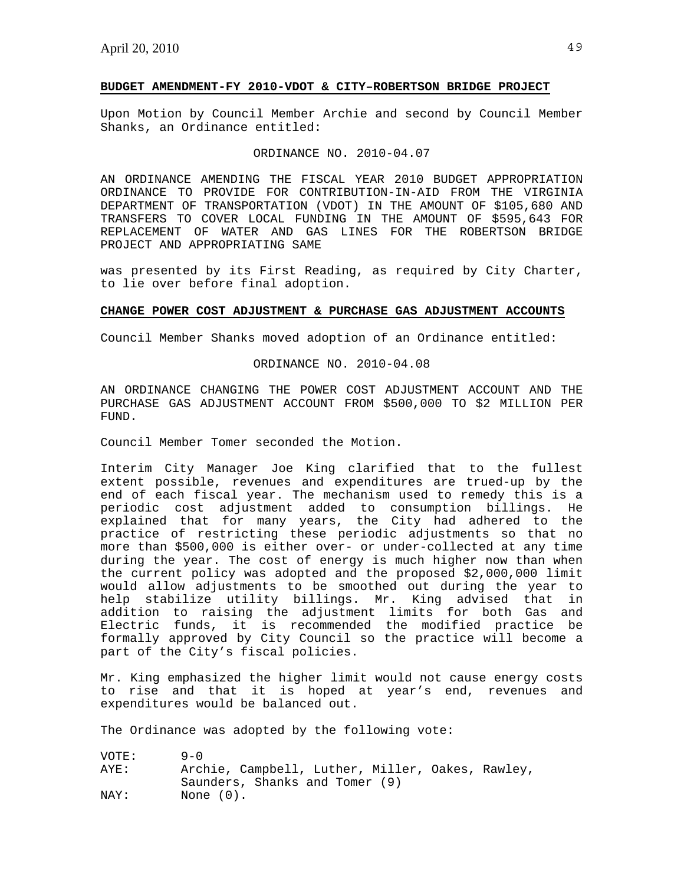**BUDGET AMENDMENT-FY 2010-VDOT & CITY–ROBERTSON BRIDGE PROJECT**

Upon Motion by Council Member Archie and second by Council Member Shanks, an Ordinance entitled:

ORDINANCE NO. 2010-04.07

AN ORDINANCE AMENDING THE FISCAL YEAR 2010 BUDGET APPROPRIATION ORDINANCE TO PROVIDE FOR CONTRIBUTION-IN-AID FROM THE VIRGINIA DEPARTMENT OF TRANSPORTATION (VDOT) IN THE AMOUNT OF $105,680 AND TRANSFERS TO COVER LOCAL FUNDING IN THE AMOUNT OF $595,643 FOR REPLACEMENT OF WATER AND GAS LINES FOR THE ROBERTSON BRIDGE PROJECT AND APPROPRIATING SAME

was presented by its First Reading, as required by City Charter, to lie over before final adoption.

**CHANGE POWER COST ADJUSTMENT & PURCHASE GAS ADJUSTMENT ACCOUNTS**

Council Member Shanks moved adoption of an Ordinance entitled:

ORDINANCE NO. 2010-04.08

AN ORDINANCE CHANGING THE POWER COST ADJUSTMENT ACCOUNT AND THE PURCHASE GAS ADJUSTMENT ACCOUNT FROM $500,000 TO $2 MILLION PER FUND.

Council Member Tomer seconded the Motion.

Interim City Manager Joe King clarified that to the fullest extent possible, revenues and expenditures are trued-up by the end of each fiscal year. The mechanism used to remedy this is a periodic cost adjustment added to consumption billings. He explained that for many years, the City had adhered to the practice of restricting these periodic adjustments so that no more than $500,000 is either over- or under-collected at any time during the year. The cost of energy is much higher now than when the current policy was adopted and the proposed $2,000,000 limit would allow adjustments to be smoothed out during the year to help stabilize utility billings. Mr. King advised that in addition to raising the adjustment limits for both Gas and Electric funds, it is recommended the modified practice be formally approved by City Council so the practice will become a part of the City's fiscal policies.

Mr. King emphasized the higher limit would not cause energy costs to rise and that it is hoped at year's end, revenues and expenditures would be balanced out.

The Ordinance was adopted by the following vote:

VOTE: 9-0
AYE: Archie, Campbell, Luther, Miller, Oakes, Rawley, Saunders, Shanks and Tomer (9)
NAY: None (0).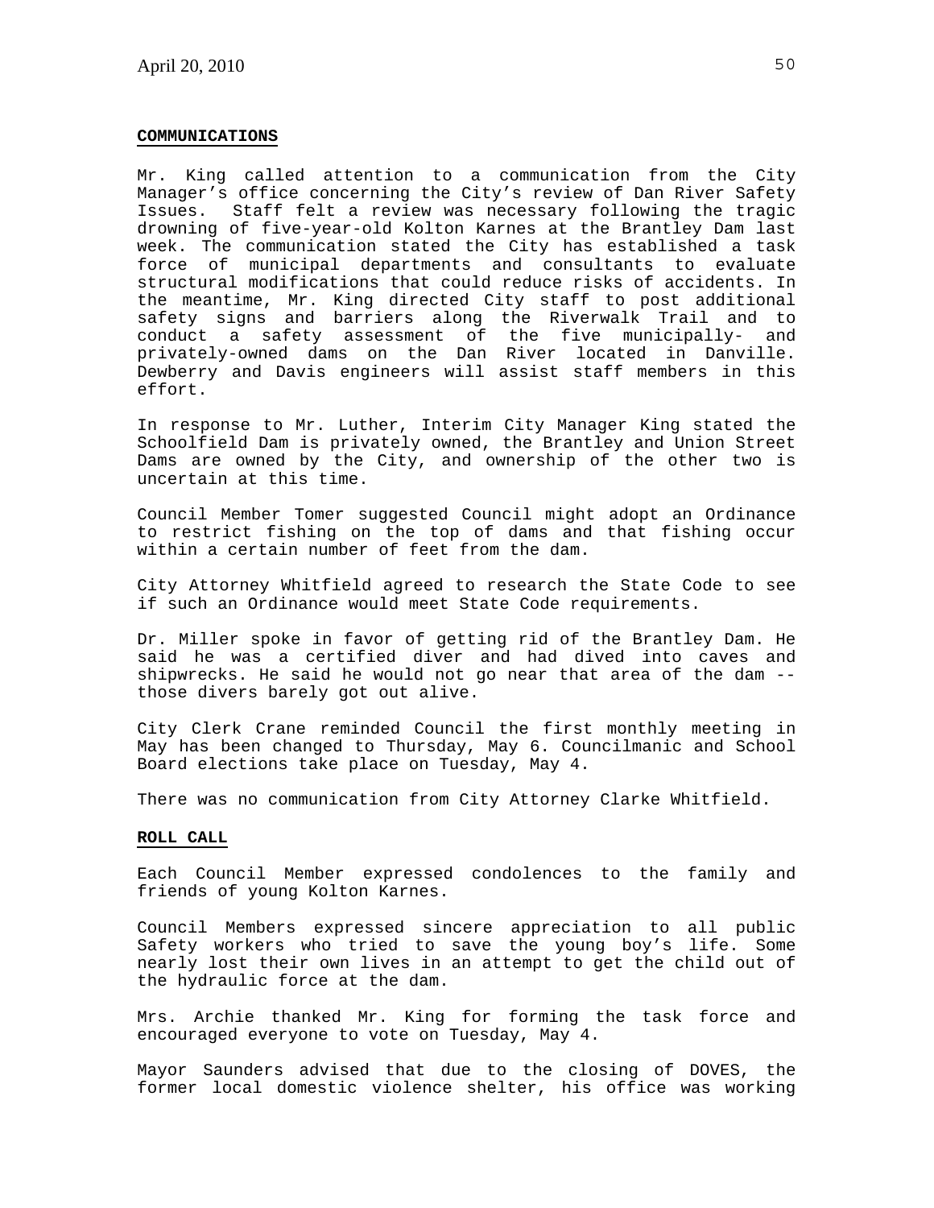## COMMUNICATIONS

Mr. King called attention to a communication from the City Manager's office concerning the City's review of Dan River Safety Issues. Staff felt a review was necessary following the tragic drowning of five-year-old Kolton Karnes at the Brantley Dam last week. The communication stated the City has established a task force of municipal departments and consultants to evaluate structural modifications that could reduce risks of accidents. In the meantime, Mr. King directed City staff to post additional safety signs and barriers along the Riverwalk Trail and to conduct a safety assessment of the five municipally- and privately-owned dams on the Dan River located in Danville. Dewberry and Davis engineers will assist staff members in this effort.

In response to Mr. Luther, Interim City Manager King stated the Schoolfield Dam is privately owned, the Brantley and Union Street Dams are owned by the City, and ownership of the other two is uncertain at this time.

Council Member Tomer suggested Council might adopt an Ordinance to restrict fishing on the top of dams and that fishing occur within a certain number of feet from the dam.

City Attorney Whitfield agreed to research the State Code to see if such an Ordinance would meet State Code requirements.

Dr. Miller spoke in favor of getting rid of the Brantley Dam. He said he was a certified diver and had dived into caves and shipwrecks. He said he would not go near that area of the dam -- those divers barely got out alive.

City Clerk Crane reminded Council the first monthly meeting in May has been changed to Thursday, May 6. Councilmanic and School Board elections take place on Tuesday, May 4.

There was no communication from City Attorney Clarke Whitfield.

## ROLL CALL

Each Council Member expressed condolences to the family and friends of young Kolton Karnes.

Council Members expressed sincere appreciation to all public Safety workers who tried to save the young boy's life. Some nearly lost their own lives in an attempt to get the child out of the hydraulic force at the dam.

Mrs. Archie thanked Mr. King for forming the task force and encouraged everyone to vote on Tuesday, May 4.

Mayor Saunders advised that due to the closing of DOVES, the former local domestic violence shelter, his office was working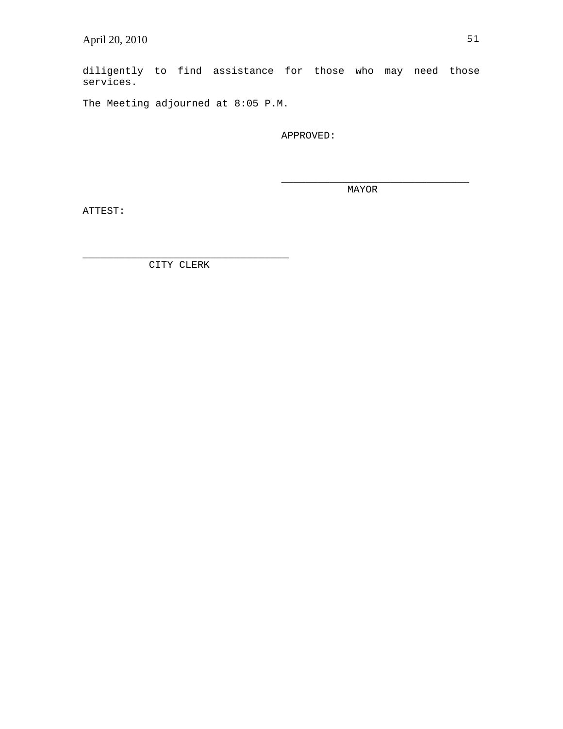diligently to find assistance for those who may need those services.

The Meeting adjourned at 8:05 P.M.

APPROVED:

\_\_\_\_\_\_\_\_\_\_\_\_\_\_\_\_\_\_\_\_\_\_\_\_\_\_\_\_\_\_\_\_

MAYOR

ATTEST:

\_\_\_\_\_\_\_\_\_\_\_\_\_\_\_\_\_\_\_\_\_\_\_\_\_\_\_\_\_\_\_\_\_\_\_

CITY CLERK